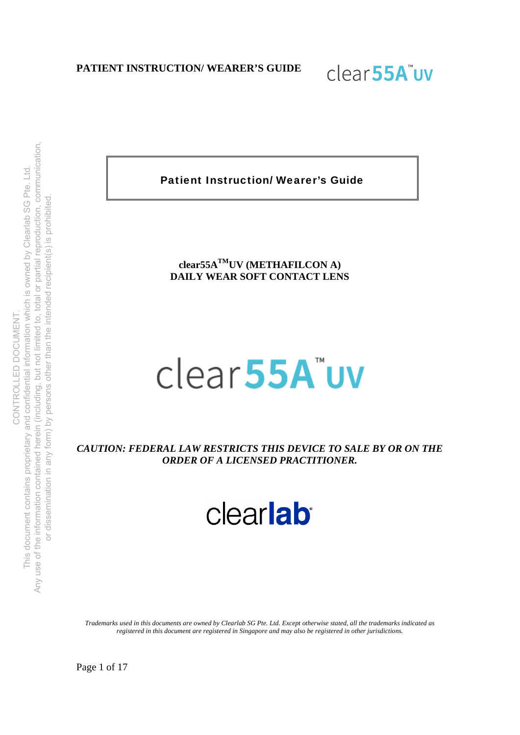# PATIENT INSTRUCTION/ WEARER'S GUIDE

clear55A™UV

**Patient Instruction/ Wearer's Guide**

**clear55A™UV (METHAFILCON A)**
**DAILY WEAR SOFT CONTACT LENS**

clear55A™UV

***CAUTION: FEDERAL LAW RESTRICTS THIS DEVICE TO SALE BY OR ON THE ORDER OF A LICENSED PRACTITIONER.***

clearlab®

CONTROLLED DOCUMENT.
This document contains proprietary and confidential information which is owned by Clearlab SG Pte. Ltd.
Any use of the information contained herein (including, but not limited to, total or partial reproduction, communication, or dissemination in any form) by persons other than the intended recipient(s) is prohibited.

*Trademarks used in this documents are owned by Clearlab SG Pte. Ltd. Except otherwise stated, all the trademarks indicated as registered in this document are registered in Singapore and may also be registered in other jurisdictions.*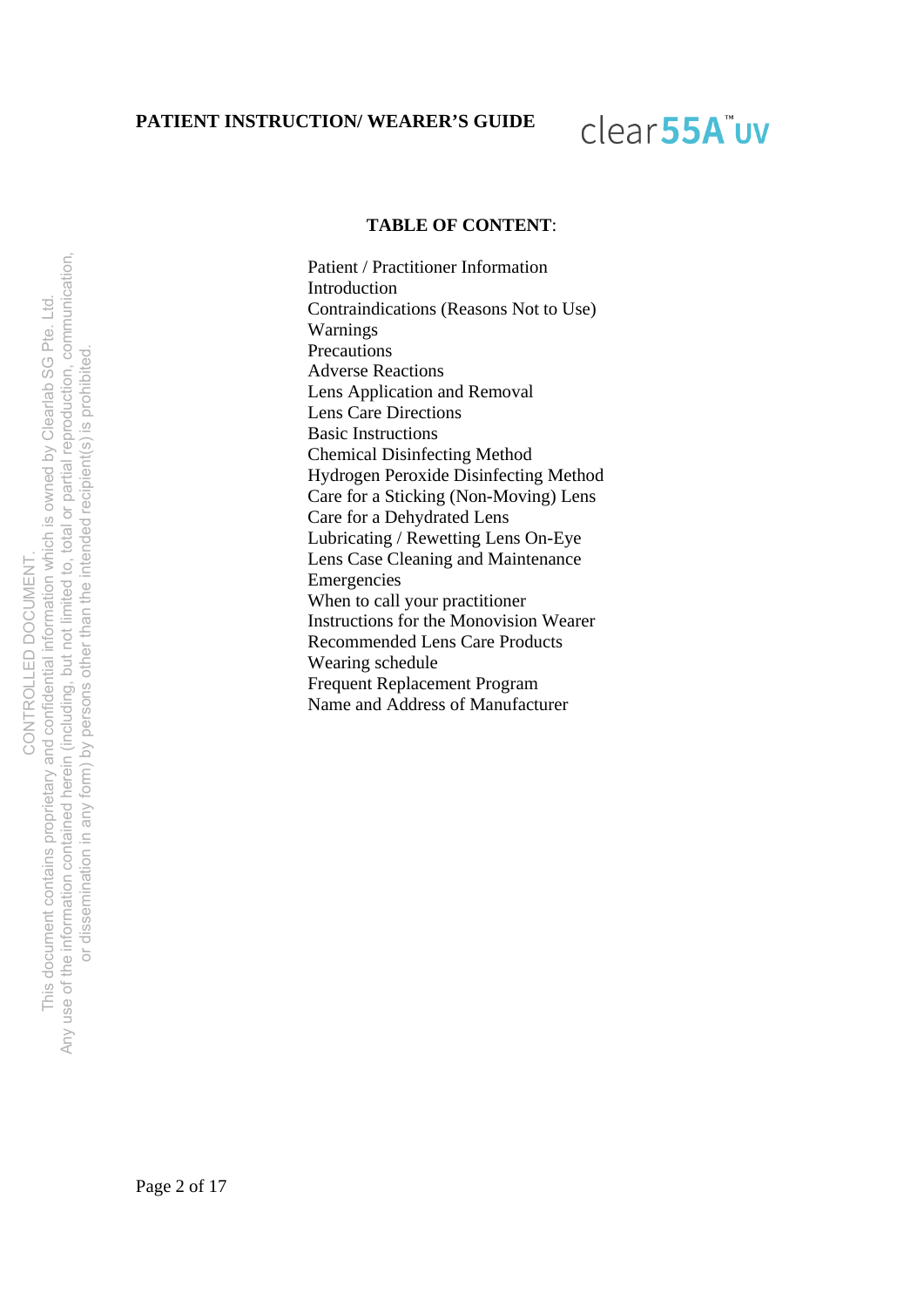**TABLE OF CONTENT**:

Patient / Practitioner Information
Introduction
Contraindications (Reasons Not to Use)
Warnings
Precautions
Adverse Reactions
Lens Application and Removal
Lens Care Directions
Basic Instructions
Chemical Disinfecting Method
Hydrogen Peroxide Disinfecting Method
Care for a Sticking (Non-Moving) Lens
Care for a Dehydrated Lens
Lubricating / Rewetting Lens On-Eye
Lens Case Cleaning and Maintenance
Emergencies
When to call your practitioner
Instructions for the Monovision Wearer
Recommended Lens Care Products
Wearing schedule
Frequent Replacement Program
Name and Address of Manufacturer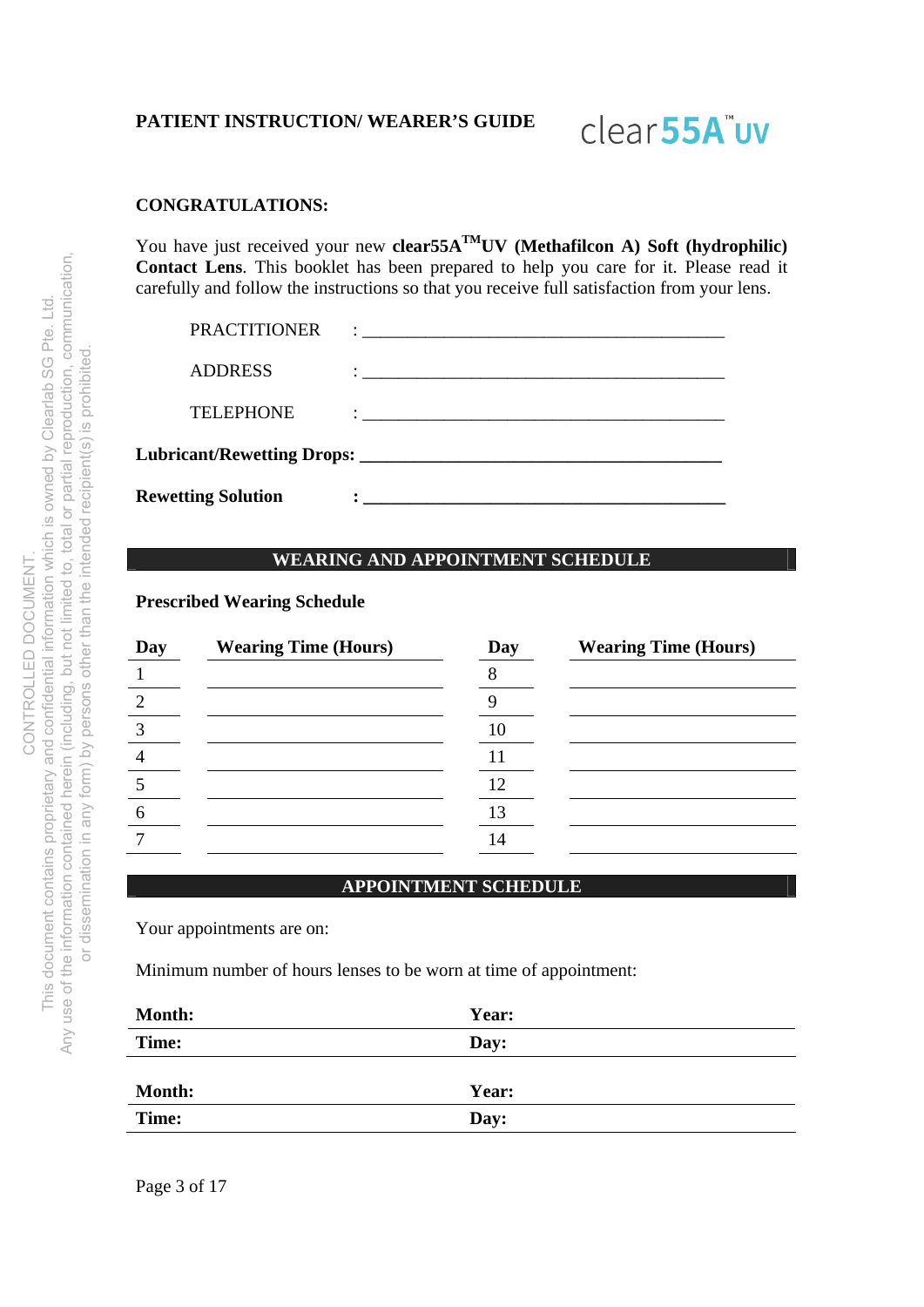**PATIENT INSTRUCTION/ WEARER'S GUIDE**

clear55A™ UV

**CONGRATULATIONS:**

You have just received your new **clear55A™UV (Methafilcon A) Soft (hydrophilic) Contact Lens**. This booklet has been prepared to help you care for it. Please read it carefully and follow the instructions so that you receive full satisfaction from your lens.

PRACTITIONER : ________________________________________

ADDRESS : ________________________________________

TELEPHONE : ________________________________________

**Lubricant/Rewetting Drops: ________________________________________**

**Rewetting Solution : ________________________________________**

## WEARING AND APPOINTMENT SCHEDULE

**Prescribed Wearing Schedule**

| Day | Wearing Time (Hours) | Day | Wearing Time (Hours) |
|---|---|---|---|
| 1 | | 8 | |
| 2 | | 9 | |
| 3 | | 10 | |
| 4 | | 11 | |
| 5 | | 12 | |
| 6 | | 13 | |
| 7 | | 14 | |

## APPOINTMENT SCHEDULE

Your appointments are on:

Minimum number of hours lenses to be worn at time of appointment:

| | |
|---|---|
| **Month:** | **Year:** |
| **Time:** | **Day:** |

| | |
|---|---|
| **Month:** | **Year:** |
| **Time:** | **Day:** |

CONTROLLED DOCUMENT.
This document contains proprietary and confidential information which is owned by Clearlab SG Pte. Ltd.
Any use of the information contained herein (including, but not limited to, total or partial reproduction, communication, or dissemination in any form) by persons other than the intended recipient(s) is prohibited.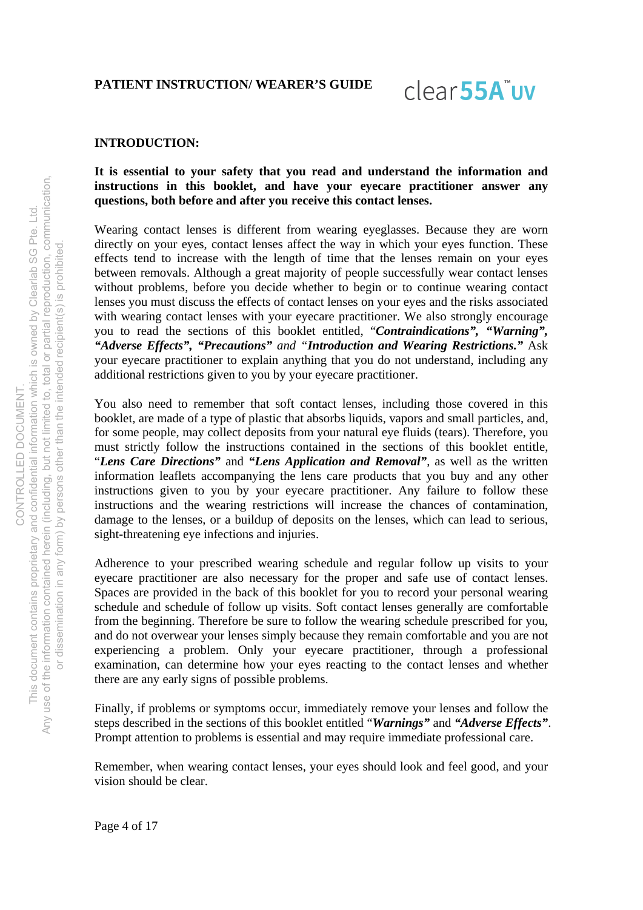**PATIENT INSTRUCTION/ WEARER'S GUIDE**

clear**55A**™ **UV**

## INTRODUCTION:

**It is essential to your safety that you read and understand the information and instructions in this booklet, and have your eyecare practitioner answer any questions, both before and after you receive this contact lenses.**

Wearing contact lenses is different from wearing eyeglasses. Because they are worn directly on your eyes, contact lenses affect the way in which your eyes function. These effects tend to increase with the length of time that the lenses remain on your eyes between removals. Although a great majority of people successfully wear contact lenses without problems, before you decide whether to begin or to continue wearing contact lenses you must discuss the effects of contact lenses on your eyes and the risks associated with wearing contact lenses with your eyecare practitioner. We also strongly encourage you to read the sections of this booklet entitled, "***Contraindications***", "***Warning***", "***Adverse Effects***", "***Precautions***" *and* "***Introduction and Wearing Restrictions.***" Ask your eyecare practitioner to explain anything that you do not understand, including any additional restrictions given to you by your eyecare practitioner.

You also need to remember that soft contact lenses, including those covered in this booklet, are made of a type of plastic that absorbs liquids, vapors and small particles, and, for some people, may collect deposits from your natural eye fluids (tears). Therefore, you must strictly follow the instructions contained in the sections of this booklet entitle, "***Lens Care Directions***" and "***Lens Application and Removal***", as well as the written information leaflets accompanying the lens care products that you buy and any other instructions given to you by your eyecare practitioner. Any failure to follow these instructions and the wearing restrictions will increase the chances of contamination, damage to the lenses, or a buildup of deposits on the lenses, which can lead to serious, sight-threatening eye infections and injuries.

Adherence to your prescribed wearing schedule and regular follow up visits to your eyecare practitioner are also necessary for the proper and safe use of contact lenses. Spaces are provided in the back of this booklet for you to record your personal wearing schedule and schedule of follow up visits. Soft contact lenses generally are comfortable from the beginning. Therefore be sure to follow the wearing schedule prescribed for you, and do not overwear your lenses simply because they remain comfortable and you are not experiencing a problem. Only your eyecare practitioner, through a professional examination, can determine how your eyes reacting to the contact lenses and whether there are any early signs of possible problems.

Finally, if problems or symptoms occur, immediately remove your lenses and follow the steps described in the sections of this booklet entitled "***Warnings***" and "***Adverse Effects***". Prompt attention to problems is essential and may require immediate professional care.

Remember, when wearing contact lenses, your eyes should look and feel good, and your vision should be clear.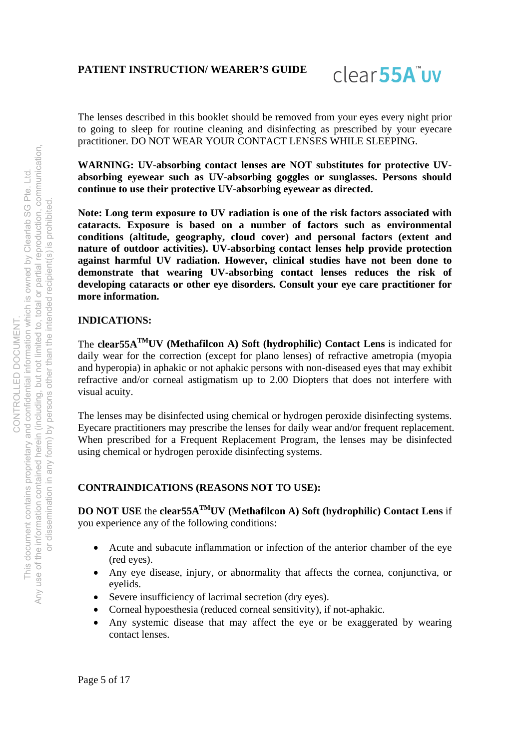The lenses described in this booklet should be removed from your eyes every night prior to going to sleep for routine cleaning and disinfecting as prescribed by your eyecare practitioner. DO NOT WEAR YOUR CONTACT LENSES WHILE SLEEPING.

**WARNING: UV-absorbing contact lenses are NOT substitutes for protective UV-absorbing eyewear such as UV-absorbing goggles or sunglasses. Persons should continue to use their protective UV-absorbing eyewear as directed.**

**Note: Long term exposure to UV radiation is one of the risk factors associated with cataracts. Exposure is based on a number of factors such as environmental conditions (altitude, geography, cloud cover) and personal factors (extent and nature of outdoor activities). UV-absorbing contact lenses help provide protection against harmful UV radiation. However, clinical studies have not been done to demonstrate that wearing UV-absorbing contact lenses reduces the risk of developing cataracts or other eye disorders. Consult your eye care practitioner for more information.**

## INDICATIONS:

The **clear55A™UV (Methafilcon A) Soft (hydrophilic) Contact Lens** is indicated for daily wear for the correction (except for plano lenses) of refractive ametropia (myopia and hyperopia) in aphakic or not aphakic persons with non-diseased eyes that may exhibit refractive and/or corneal astigmatism up to 2.00 Diopters that does not interfere with visual acuity.

The lenses may be disinfected using chemical or hydrogen peroxide disinfecting systems. Eyecare practitioners may prescribe the lenses for daily wear and/or frequent replacement. When prescribed for a Frequent Replacement Program, the lenses may be disinfected using chemical or hydrogen peroxide disinfecting systems.

## CONTRAINDICATIONS (REASONS NOT TO USE):

**DO NOT USE** the **clear55A™UV (Methafilcon A) Soft (hydrophilic) Contact Lens** if you experience any of the following conditions:

- Acute and subacute inflammation or infection of the anterior chamber of the eye (red eyes).
- Any eye disease, injury, or abnormality that affects the cornea, conjunctiva, or eyelids.
- Severe insufficiency of lacrimal secretion (dry eyes).
- Corneal hypoesthesia (reduced corneal sensitivity), if not-aphakic.
- Any systemic disease that may affect the eye or be exaggerated by wearing contact lenses.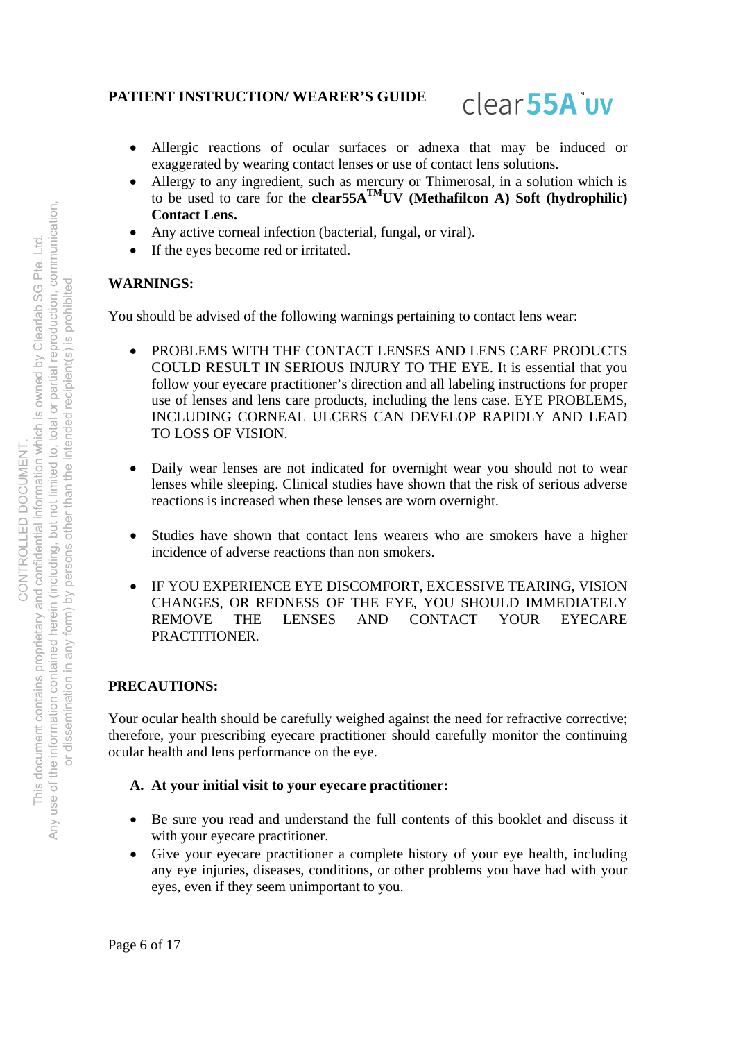- Allergic reactions of ocular surfaces or adnexa that may be induced or exaggerated by wearing contact lenses or use of contact lens solutions.
- Allergy to any ingredient, such as mercury or Thimerosal, in a solution which is to be used to care for the **clear55A$^{TM}$UV (Methafilcon A) Soft (hydrophilic) Contact Lens.**
- Any active corneal infection (bacterial, fungal, or viral).
- If the eyes become red or irritated.

**WARNINGS:**

You should be advised of the following warnings pertaining to contact lens wear:

- PROBLEMS WITH THE CONTACT LENSES AND LENS CARE PRODUCTS COULD RESULT IN SERIOUS INJURY TO THE EYE. It is essential that you follow your eyecare practitioner's direction and all labeling instructions for proper use of lenses and lens care products, including the lens case. EYE PROBLEMS, INCLUDING CORNEAL ULCERS CAN DEVELOP RAPIDLY AND LEAD TO LOSS OF VISION.

- Daily wear lenses are not indicated for overnight wear you should not to wear lenses while sleeping. Clinical studies have shown that the risk of serious adverse reactions is increased when these lenses are worn overnight.

- Studies have shown that contact lens wearers who are smokers have a higher incidence of adverse reactions than non smokers.

- IF YOU EXPERIENCE EYE DISCOMFORT, EXCESSIVE TEARING, VISION CHANGES, OR REDNESS OF THE EYE, YOU SHOULD IMMEDIATELY REMOVE THE LENSES AND CONTACT YOUR EYECARE PRACTITIONER.

**PRECAUTIONS:**

Your ocular health should be carefully weighed against the need for refractive corrective; therefore, your prescribing eyecare practitioner should carefully monitor the continuing ocular health and lens performance on the eye.

**A. At your initial visit to your eyecare practitioner:**

- Be sure you read and understand the full contents of this booklet and discuss it with your eyecare practitioner.
- Give your eyecare practitioner a complete history of your eye health, including any eye injuries, diseases, conditions, or other problems you have had with your eyes, even if they seem unimportant to you.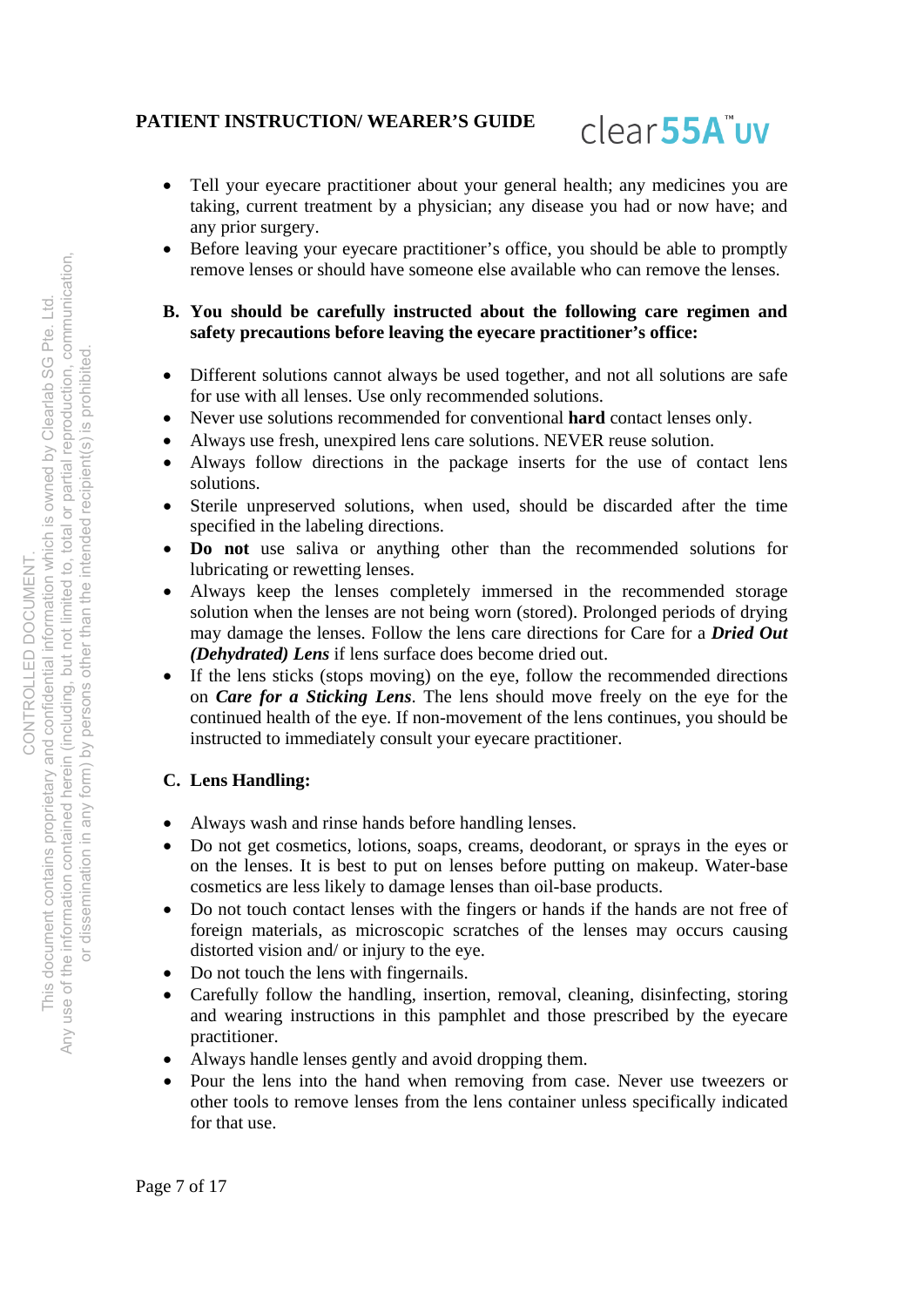- Tell your eyecare practitioner about your general health; any medicines you are taking, current treatment by a physician; any disease you had or now have; and any prior surgery.
- Before leaving your eyecare practitioner's office, you should be able to promptly remove lenses or should have someone else available who can remove the lenses.

**B. You should be carefully instructed about the following care regimen and safety precautions before leaving the eyecare practitioner's office:**

- Different solutions cannot always be used together, and not all solutions are safe for use with all lenses. Use only recommended solutions.
- Never use solutions recommended for conventional **hard** contact lenses only.
- Always use fresh, unexpired lens care solutions. NEVER reuse solution.
- Always follow directions in the package inserts for the use of contact lens solutions.
- Sterile unpreserved solutions, when used, should be discarded after the time specified in the labeling directions.
- **Do not** use saliva or anything other than the recommended solutions for lubricating or rewetting lenses.
- Always keep the lenses completely immersed in the recommended storage solution when the lenses are not being worn (stored). Prolonged periods of drying may damage the lenses. Follow the lens care directions for Care for a ***Dried Out (Dehydrated) Lens*** if lens surface does become dried out.
- If the lens sticks (stops moving) on the eye, follow the recommended directions on ***Care for a Sticking Lens***. The lens should move freely on the eye for the continued health of the eye. If non-movement of the lens continues, you should be instructed to immediately consult your eyecare practitioner.

**C. Lens Handling:**

- Always wash and rinse hands before handling lenses.
- Do not get cosmetics, lotions, soaps, creams, deodorant, or sprays in the eyes or on the lenses. It is best to put on lenses before putting on makeup. Water-base cosmetics are less likely to damage lenses than oil-base products.
- Do not touch contact lenses with the fingers or hands if the hands are not free of foreign materials, as microscopic scratches of the lenses may occurs causing distorted vision and/ or injury to the eye.
- Do not touch the lens with fingernails.
- Carefully follow the handling, insertion, removal, cleaning, disinfecting, storing and wearing instructions in this pamphlet and those prescribed by the eyecare practitioner.
- Always handle lenses gently and avoid dropping them.
- Pour the lens into the hand when removing from case. Never use tweezers or other tools to remove lenses from the lens container unless specifically indicated for that use.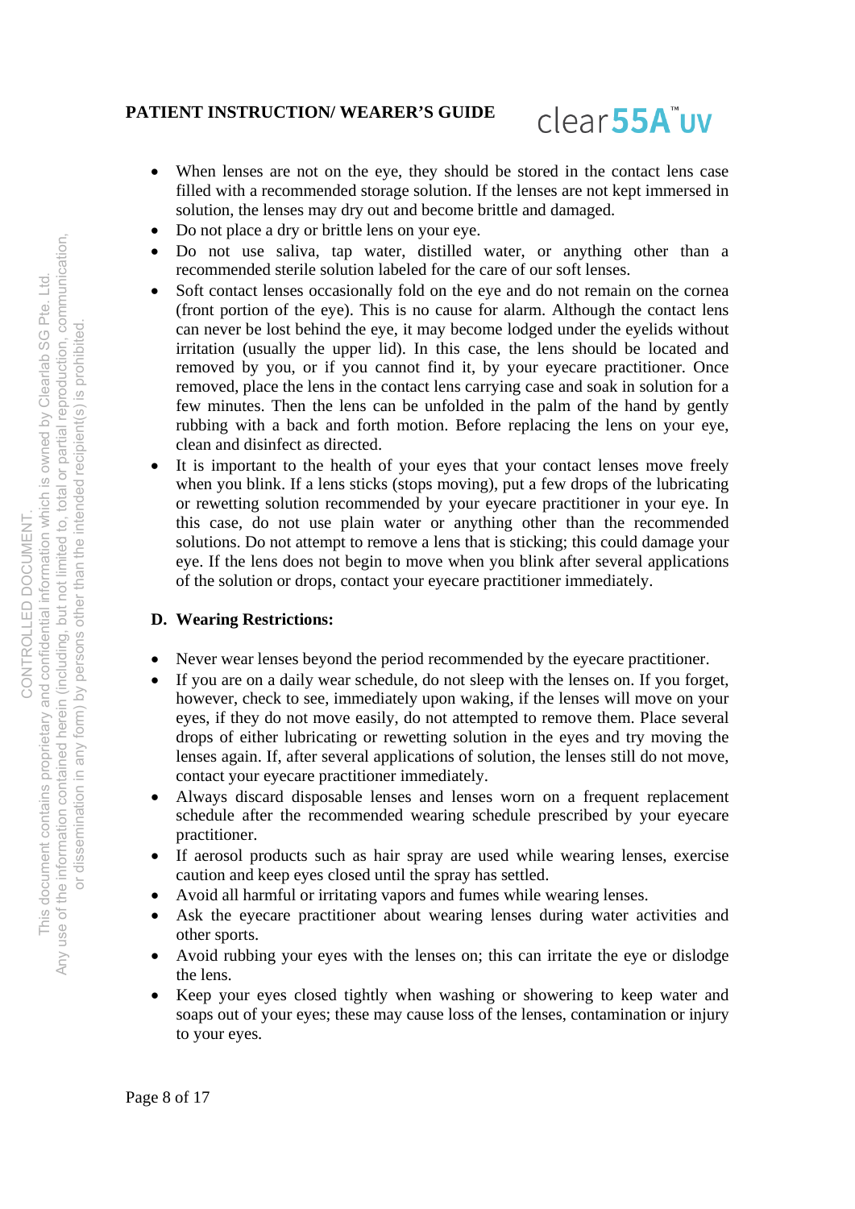- When lenses are not on the eye, they should be stored in the contact lens case filled with a recommended storage solution. If the lenses are not kept immersed in solution, the lenses may dry out and become brittle and damaged.
- Do not place a dry or brittle lens on your eye.
- Do not use saliva, tap water, distilled water, or anything other than a recommended sterile solution labeled for the care of our soft lenses.
- Soft contact lenses occasionally fold on the eye and do not remain on the cornea (front portion of the eye). This is no cause for alarm. Although the contact lens can never be lost behind the eye, it may become lodged under the eyelids without irritation (usually the upper lid). In this case, the lens should be located and removed by you, or if you cannot find it, by your eyecare practitioner. Once removed, place the lens in the contact lens carrying case and soak in solution for a few minutes. Then the lens can be unfolded in the palm of the hand by gently rubbing with a back and forth motion. Before replacing the lens on your eye, clean and disinfect as directed.
- It is important to the health of your eyes that your contact lenses move freely when you blink. If a lens sticks (stops moving), put a few drops of the lubricating or rewetting solution recommended by your eyecare practitioner in your eye. In this case, do not use plain water or anything other than the recommended solutions. Do not attempt to remove a lens that is sticking; this could damage your eye. If the lens does not begin to move when you blink after several applications of the solution or drops, contact your eyecare practitioner immediately.

### D. Wearing Restrictions:

- Never wear lenses beyond the period recommended by the eyecare practitioner.
- If you are on a daily wear schedule, do not sleep with the lenses on. If you forget, however, check to see, immediately upon waking, if the lenses will move on your eyes, if they do not move easily, do not attempted to remove them. Place several drops of either lubricating or rewetting solution in the eyes and try moving the lenses again. If, after several applications of solution, the lenses still do not move, contact your eyecare practitioner immediately.
- Always discard disposable lenses and lenses worn on a frequent replacement schedule after the recommended wearing schedule prescribed by your eyecare practitioner.
- If aerosol products such as hair spray are used while wearing lenses, exercise caution and keep eyes closed until the spray has settled.
- Avoid all harmful or irritating vapors and fumes while wearing lenses.
- Ask the eyecare practitioner about wearing lenses during water activities and other sports.
- Avoid rubbing your eyes with the lenses on; this can irritate the eye or dislodge the lens.
- Keep your eyes closed tightly when washing or showering to keep water and soaps out of your eyes; these may cause loss of the lenses, contamination or injury to your eyes.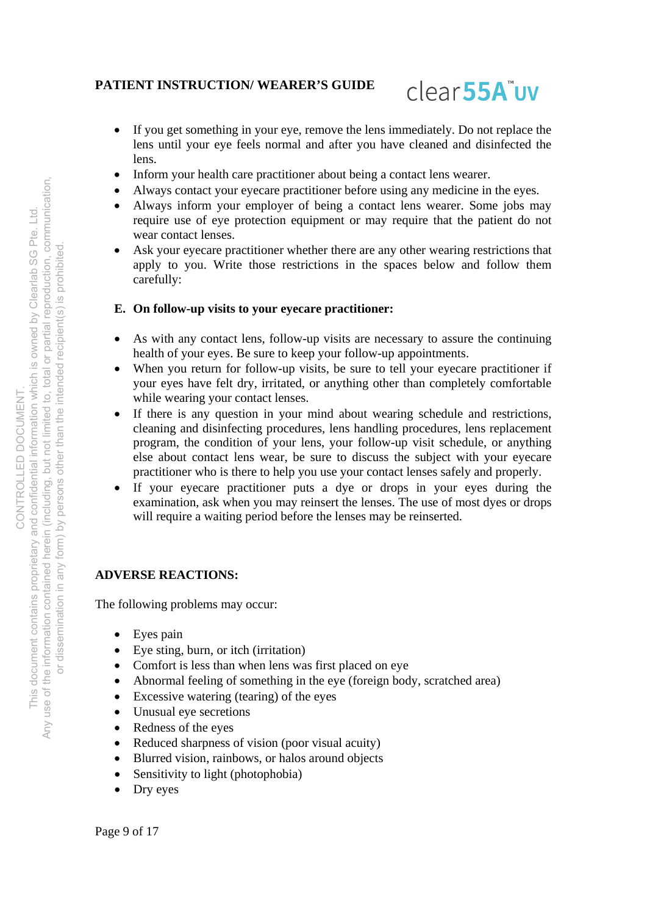- If you get something in your eye, remove the lens immediately. Do not replace the lens until your eye feels normal and after you have cleaned and disinfected the lens.
- Inform your health care practitioner about being a contact lens wearer.
- Always contact your eyecare practitioner before using any medicine in the eyes.
- Always inform your employer of being a contact lens wearer. Some jobs may require use of eye protection equipment or may require that the patient do not wear contact lenses.
- Ask your eyecare practitioner whether there are any other wearing restrictions that apply to you. Write those restrictions in the spaces below and follow them carefully:

**E. On follow-up visits to your eyecare practitioner:**

- As with any contact lens, follow-up visits are necessary to assure the continuing health of your eyes. Be sure to keep your follow-up appointments.
- When you return for follow-up visits, be sure to tell your eyecare practitioner if your eyes have felt dry, irritated, or anything other than completely comfortable while wearing your contact lenses.
- If there is any question in your mind about wearing schedule and restrictions, cleaning and disinfecting procedures, lens handling procedures, lens replacement program, the condition of your lens, your follow-up visit schedule, or anything else about contact lens wear, be sure to discuss the subject with your eyecare practitioner who is there to help you use your contact lenses safely and properly.
- If your eyecare practitioner puts a dye or drops in your eyes during the examination, ask when you may reinsert the lenses. The use of most dyes or drops will require a waiting period before the lenses may be reinserted.

## ADVERSE REACTIONS:

The following problems may occur:

- Eyes pain
- Eye sting, burn, or itch (irritation)
- Comfort is less than when lens was first placed on eye
- Abnormal feeling of something in the eye (foreign body, scratched area)
- Excessive watering (tearing) of the eyes
- Unusual eye secretions
- Redness of the eyes
- Reduced sharpness of vision (poor visual acuity)
- Blurred vision, rainbows, or halos around objects
- Sensitivity to light (photophobia)
- Dry eyes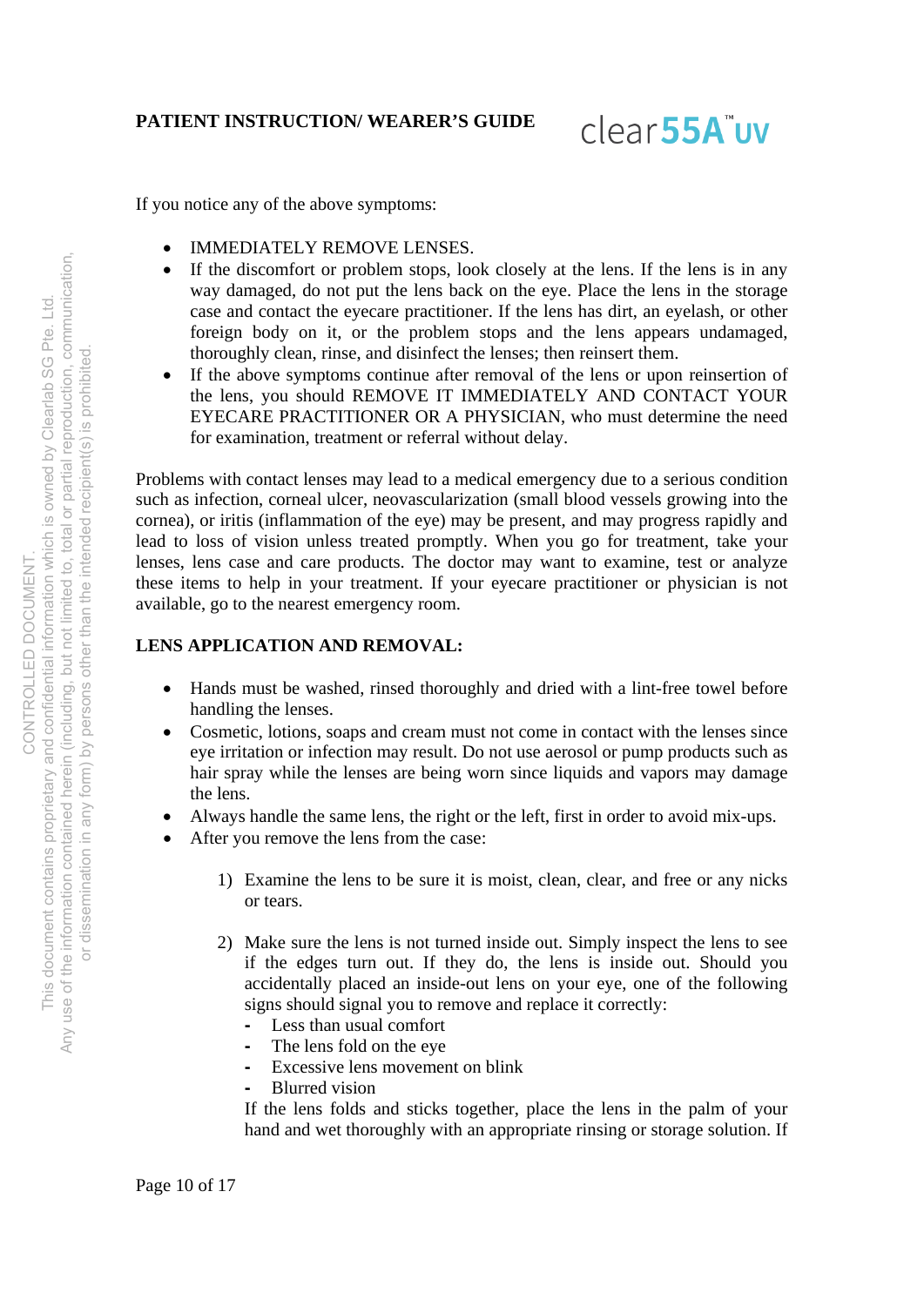If you notice any of the above symptoms:

- IMMEDIATELY REMOVE LENSES.
- If the discomfort or problem stops, look closely at the lens. If the lens is in any way damaged, do not put the lens back on the eye. Place the lens in the storage case and contact the eyecare practitioner. If the lens has dirt, an eyelash, or other foreign body on it, or the problem stops and the lens appears undamaged, thoroughly clean, rinse, and disinfect the lenses; then reinsert them.
- If the above symptoms continue after removal of the lens or upon reinsertion of the lens, you should REMOVE IT IMMEDIATELY AND CONTACT YOUR EYECARE PRACTITIONER OR A PHYSICIAN, who must determine the need for examination, treatment or referral without delay.

Problems with contact lenses may lead to a medical emergency due to a serious condition such as infection, corneal ulcer, neovascularization (small blood vessels growing into the cornea), or iritis (inflammation of the eye) may be present, and may progress rapidly and lead to loss of vision unless treated promptly. When you go for treatment, take your lenses, lens case and care products. The doctor may want to examine, test or analyze these items to help in your treatment. If your eyecare practitioner or physician is not available, go to the nearest emergency room.

**LENS APPLICATION AND REMOVAL:**

- Hands must be washed, rinsed thoroughly and dried with a lint-free towel before handling the lenses.
- Cosmetic, lotions, soaps and cream must not come in contact with the lenses since eye irritation or infection may result. Do not use aerosol or pump products such as hair spray while the lenses are being worn since liquids and vapors may damage the lens.
- Always handle the same lens, the right or the left, first in order to avoid mix-ups.
- After you remove the lens from the case:

   1) Examine the lens to be sure it is moist, clean, clear, and free or any nicks or tears.

   2) Make sure the lens is not turned inside out. Simply inspect the lens to see if the edges turn out. If they do, the lens is inside out. Should you accidentally placed an inside-out lens on your eye, one of the following signs should signal you to remove and replace it correctly:
      - Less than usual comfort
      - The lens fold on the eye
      - Excessive lens movement on blink
      - Blurred vision

      If the lens folds and sticks together, place the lens in the palm of your hand and wet thoroughly with an appropriate rinsing or storage solution. If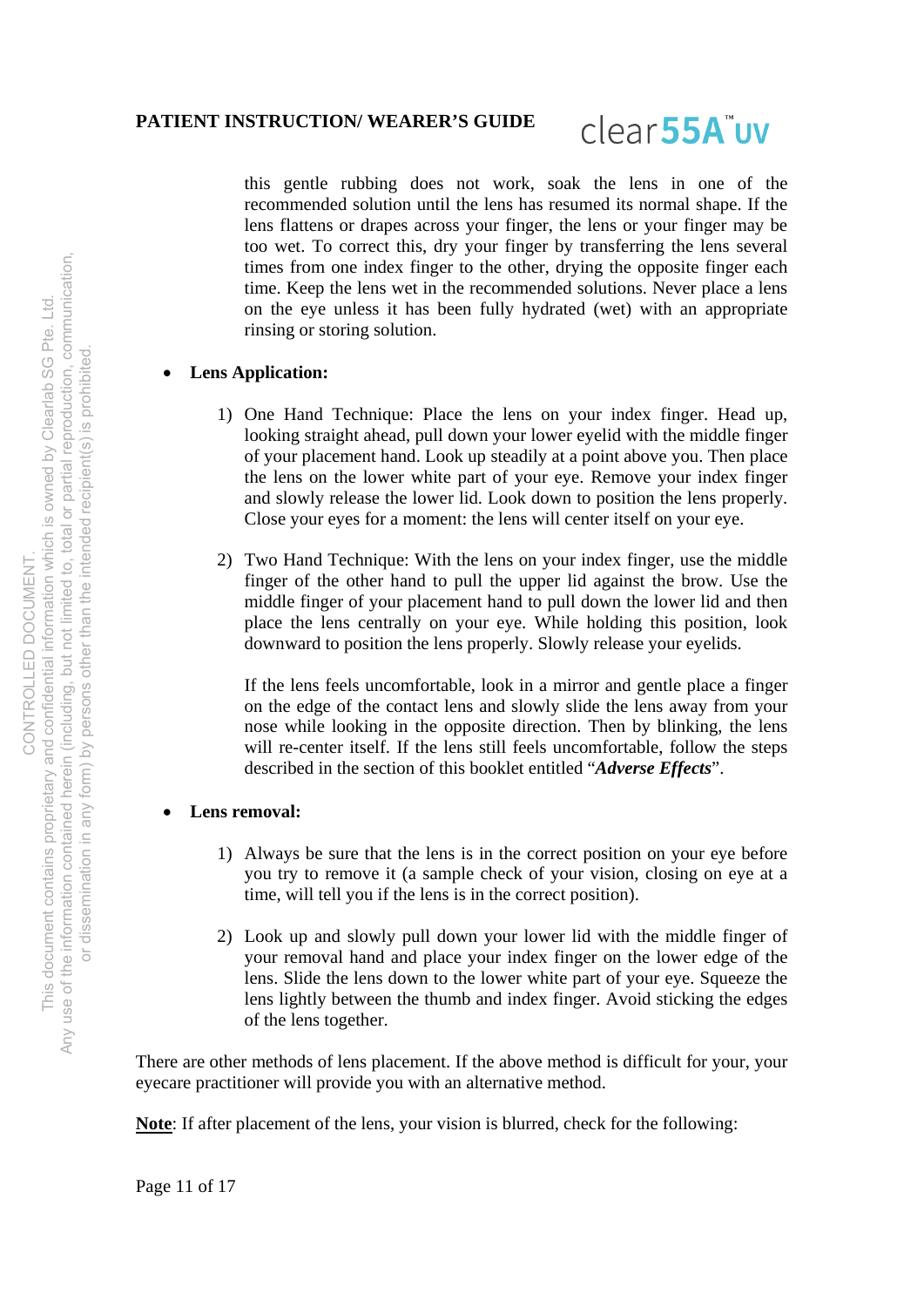this gentle rubbing does not work, soak the lens in one of the recommended solution until the lens has resumed its normal shape. If the lens flattens or drapes across your finger, the lens or your finger may be too wet. To correct this, dry your finger by transferring the lens several times from one index finger to the other, drying the opposite finger each time. Keep the lens wet in the recommended solutions. Never place a lens on the eye unless it has been fully hydrated (wet) with an appropriate rinsing or storing solution.

- **Lens Application:**

  1) One Hand Technique: Place the lens on your index finger. Head up, looking straight ahead, pull down your lower eyelid with the middle finger of your placement hand. Look up steadily at a point above you. Then place the lens on the lower white part of your eye. Remove your index finger and slowly release the lower lid. Look down to position the lens properly. Close your eyes for a moment: the lens will center itself on your eye.

  2) Two Hand Technique: With the lens on your index finger, use the middle finger of the other hand to pull the upper lid against the brow. Use the middle finger of your placement hand to pull down the lower lid and then place the lens centrally on your eye. While holding this position, look downward to position the lens properly. Slowly release your eyelids.

     If the lens feels uncomfortable, look in a mirror and gentle place a finger on the edge of the contact lens and slowly slide the lens away from your nose while looking in the opposite direction. Then by blinking, the lens will re-center itself. If the lens still feels uncomfortable, follow the steps described in the section of this booklet entitled "***Adverse Effects***".

- **Lens removal:**

  1) Always be sure that the lens is in the correct position on your eye before you try to remove it (a sample check of your vision, closing on eye at a time, will tell you if the lens is in the correct position).

  2) Look up and slowly pull down your lower lid with the middle finger of your removal hand and place your index finger on the lower edge of the lens. Slide the lens down to the lower white part of your eye. Squeeze the lens lightly between the thumb and index finger. Avoid sticking the edges of the lens together.

There are other methods of lens placement. If the above method is difficult for your, your eyecare practitioner will provide you with an alternative method.

**<u>Note</u>**: If after placement of the lens, your vision is blurred, check for the following: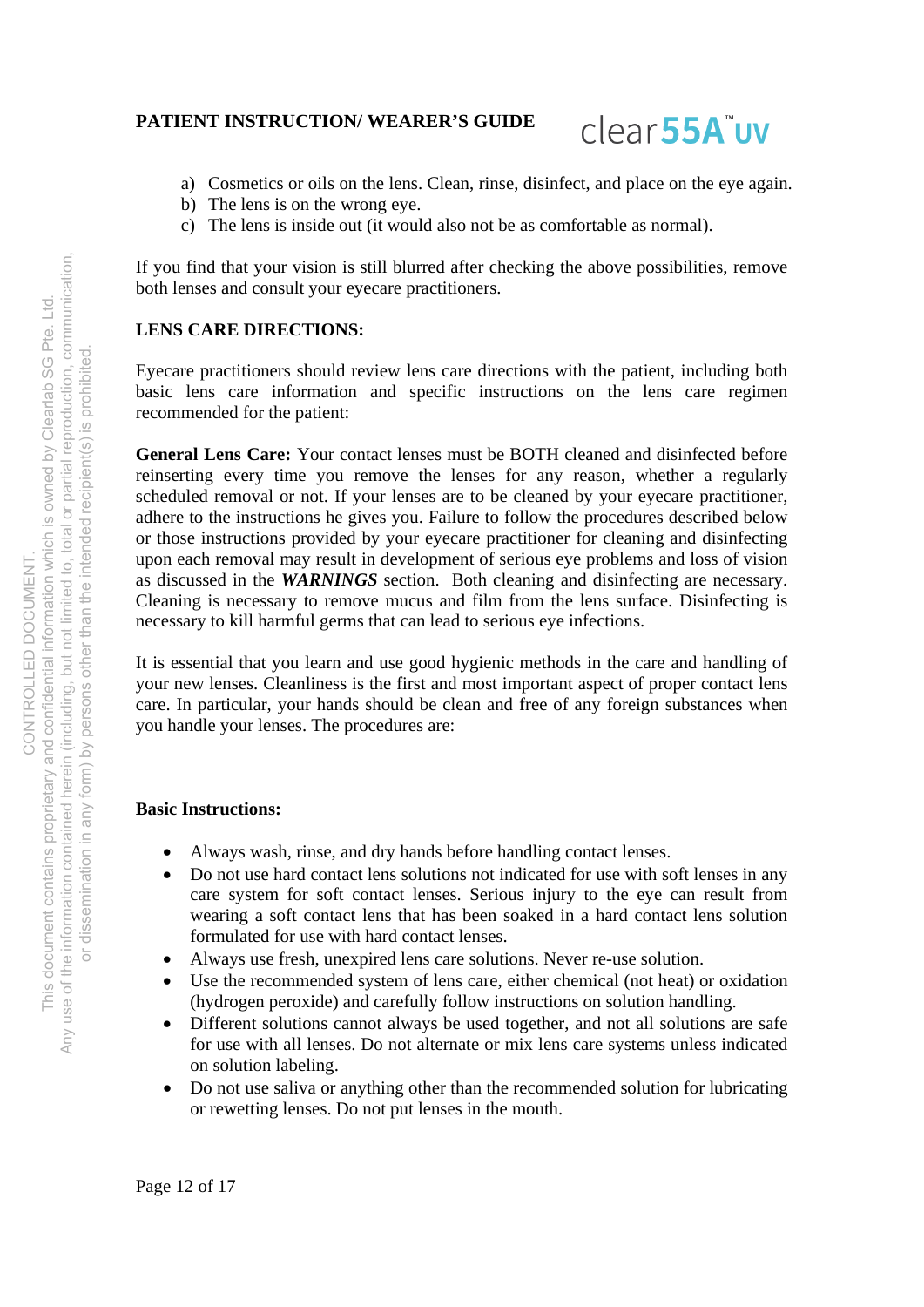a) Cosmetics or oils on the lens. Clean, rinse, disinfect, and place on the eye again.
b) The lens is on the wrong eye.
c) The lens is inside out (it would also not be as comfortable as normal).

If you find that your vision is still blurred after checking the above possibilities, remove both lenses and consult your eyecare practitioners.

**LENS CARE DIRECTIONS:**

Eyecare practitioners should review lens care directions with the patient, including both basic lens care information and specific instructions on the lens care regimen recommended for the patient:

**General Lens Care:** Your contact lenses must be BOTH cleaned and disinfected before reinserting every time you remove the lenses for any reason, whether a regularly scheduled removal or not. If your lenses are to be cleaned by your eyecare practitioner, adhere to the instructions he gives you. Failure to follow the procedures described below or those instructions provided by your eyecare practitioner for cleaning and disinfecting upon each removal may result in development of serious eye problems and loss of vision as discussed in the ***WARNINGS*** section. Both cleaning and disinfecting are necessary. Cleaning is necessary to remove mucus and film from the lens surface. Disinfecting is necessary to kill harmful germs that can lead to serious eye infections.

It is essential that you learn and use good hygienic methods in the care and handling of your new lenses. Cleanliness is the first and most important aspect of proper contact lens care. In particular, your hands should be clean and free of any foreign substances when you handle your lenses. The procedures are:

**Basic Instructions:**

- Always wash, rinse, and dry hands before handling contact lenses.
- Do not use hard contact lens solutions not indicated for use with soft lenses in any care system for soft contact lenses. Serious injury to the eye can result from wearing a soft contact lens that has been soaked in a hard contact lens solution formulated for use with hard contact lenses.
- Always use fresh, unexpired lens care solutions. Never re-use solution.
- Use the recommended system of lens care, either chemical (not heat) or oxidation (hydrogen peroxide) and carefully follow instructions on solution handling.
- Different solutions cannot always be used together, and not all solutions are safe for use with all lenses. Do not alternate or mix lens care systems unless indicated on solution labeling.
- Do not use saliva or anything other than the recommended solution for lubricating or rewetting lenses. Do not put lenses in the mouth.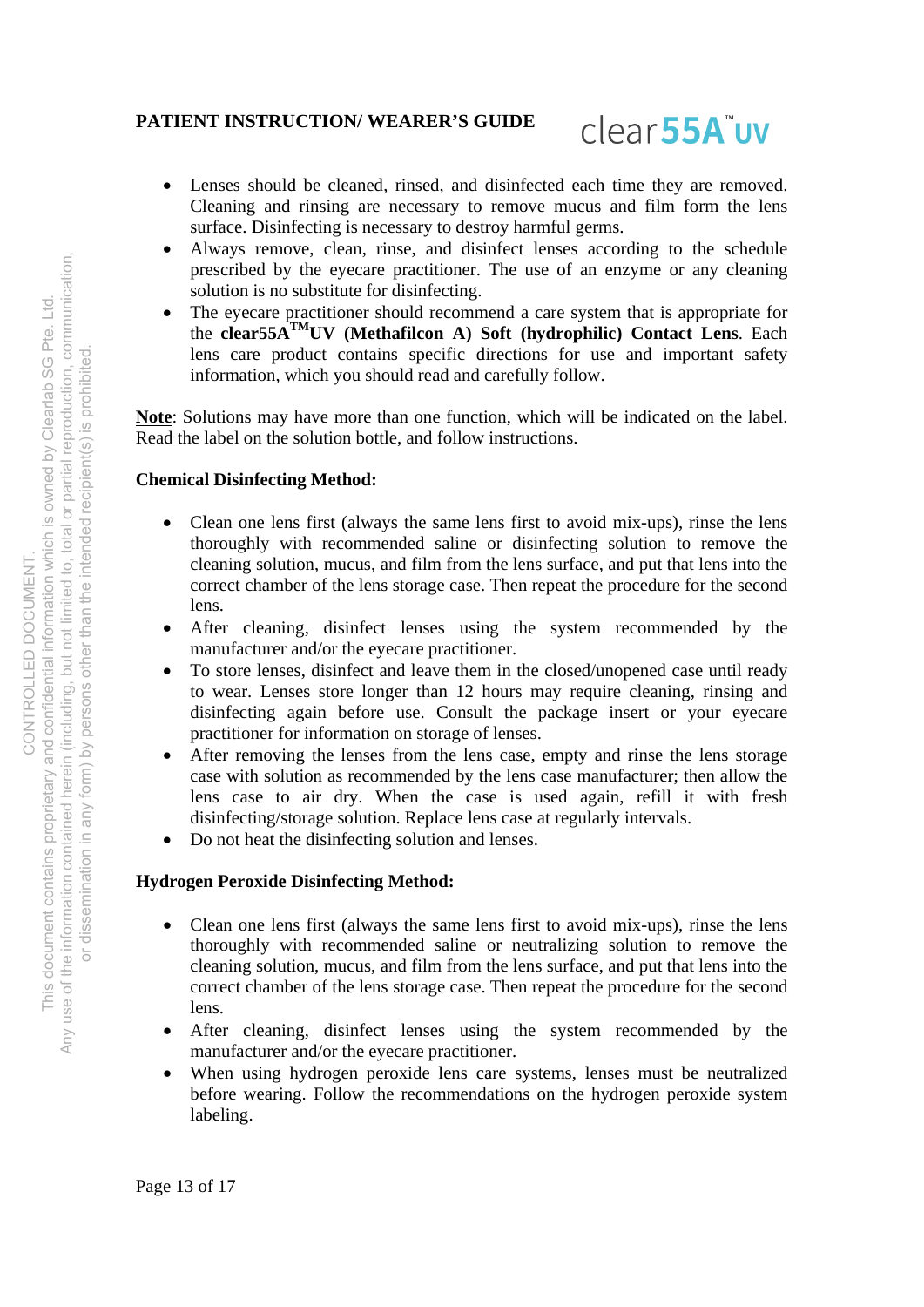- Lenses should be cleaned, rinsed, and disinfected each time they are removed. Cleaning and rinsing are necessary to remove mucus and film form the lens surface. Disinfecting is necessary to destroy harmful germs.
- Always remove, clean, rinse, and disinfect lenses according to the schedule prescribed by the eyecare practitioner. The use of an enzyme or any cleaning solution is no substitute for disinfecting.
- The eyecare practitioner should recommend a care system that is appropriate for the **clear55A™UV (Methafilcon A) Soft (hydrophilic) Contact Lens**. Each lens care product contains specific directions for use and important safety information, which you should read and carefully follow.

**Note**: Solutions may have more than one function, which will be indicated on the label. Read the label on the solution bottle, and follow instructions.

**Chemical Disinfecting Method:**

- Clean one lens first (always the same lens first to avoid mix-ups), rinse the lens thoroughly with recommended saline or disinfecting solution to remove the cleaning solution, mucus, and film from the lens surface, and put that lens into the correct chamber of the lens storage case. Then repeat the procedure for the second lens.
- After cleaning, disinfect lenses using the system recommended by the manufacturer and/or the eyecare practitioner.
- To store lenses, disinfect and leave them in the closed/unopened case until ready to wear. Lenses store longer than 12 hours may require cleaning, rinsing and disinfecting again before use. Consult the package insert or your eyecare practitioner for information on storage of lenses.
- After removing the lenses from the lens case, empty and rinse the lens storage case with solution as recommended by the lens case manufacturer; then allow the lens case to air dry. When the case is used again, refill it with fresh disinfecting/storage solution. Replace lens case at regularly intervals.
- Do not heat the disinfecting solution and lenses.

**Hydrogen Peroxide Disinfecting Method:**

- Clean one lens first (always the same lens first to avoid mix-ups), rinse the lens thoroughly with recommended saline or neutralizing solution to remove the cleaning solution, mucus, and film from the lens surface, and put that lens into the correct chamber of the lens storage case. Then repeat the procedure for the second lens.
- After cleaning, disinfect lenses using the system recommended by the manufacturer and/or the eyecare practitioner.
- When using hydrogen peroxide lens care systems, lenses must be neutralized before wearing. Follow the recommendations on the hydrogen peroxide system labeling.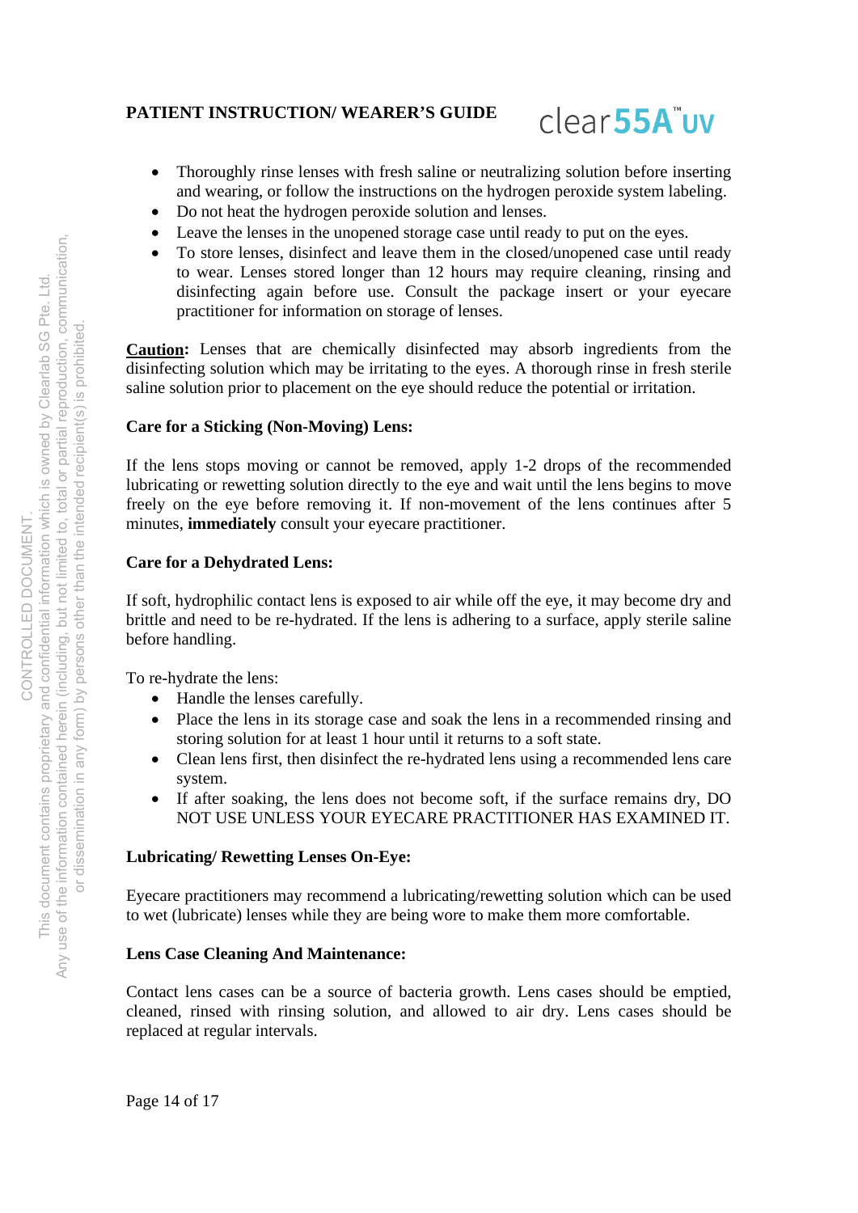- Thoroughly rinse lenses with fresh saline or neutralizing solution before inserting and wearing, or follow the instructions on the hydrogen peroxide system labeling.
- Do not heat the hydrogen peroxide solution and lenses.
- Leave the lenses in the unopened storage case until ready to put on the eyes.
- To store lenses, disinfect and leave them in the closed/unopened case until ready to wear. Lenses stored longer than 12 hours may require cleaning, rinsing and disinfecting again before use. Consult the package insert or your eyecare practitioner for information on storage of lenses.

**<u>Caution</u>:** Lenses that are chemically disinfected may absorb ingredients from the disinfecting solution which may be irritating to the eyes. A thorough rinse in fresh sterile saline solution prior to placement on the eye should reduce the potential or irritation.

**Care for a Sticking (Non-Moving) Lens:**

If the lens stops moving or cannot be removed, apply 1-2 drops of the recommended lubricating or rewetting solution directly to the eye and wait until the lens begins to move freely on the eye before removing it. If non-movement of the lens continues after 5 minutes, **immediately** consult your eyecare practitioner.

**Care for a Dehydrated Lens:**

If soft, hydrophilic contact lens is exposed to air while off the eye, it may become dry and brittle and need to be re-hydrated. If the lens is adhering to a surface, apply sterile saline before handling.

To re-hydrate the lens:

- Handle the lenses carefully.
- Place the lens in its storage case and soak the lens in a recommended rinsing and storing solution for at least 1 hour until it returns to a soft state.
- Clean lens first, then disinfect the re-hydrated lens using a recommended lens care system.
- If after soaking, the lens does not become soft, if the surface remains dry, DO NOT USE UNLESS YOUR EYECARE PRACTITIONER HAS EXAMINED IT.

**Lubricating/ Rewetting Lenses On-Eye:**

Eyecare practitioners may recommend a lubricating/rewetting solution which can be used to wet (lubricate) lenses while they are being wore to make them more comfortable.

**Lens Case Cleaning And Maintenance:**

Contact lens cases can be a source of bacteria growth. Lens cases should be emptied, cleaned, rinsed with rinsing solution, and allowed to air dry. Lens cases should be replaced at regular intervals.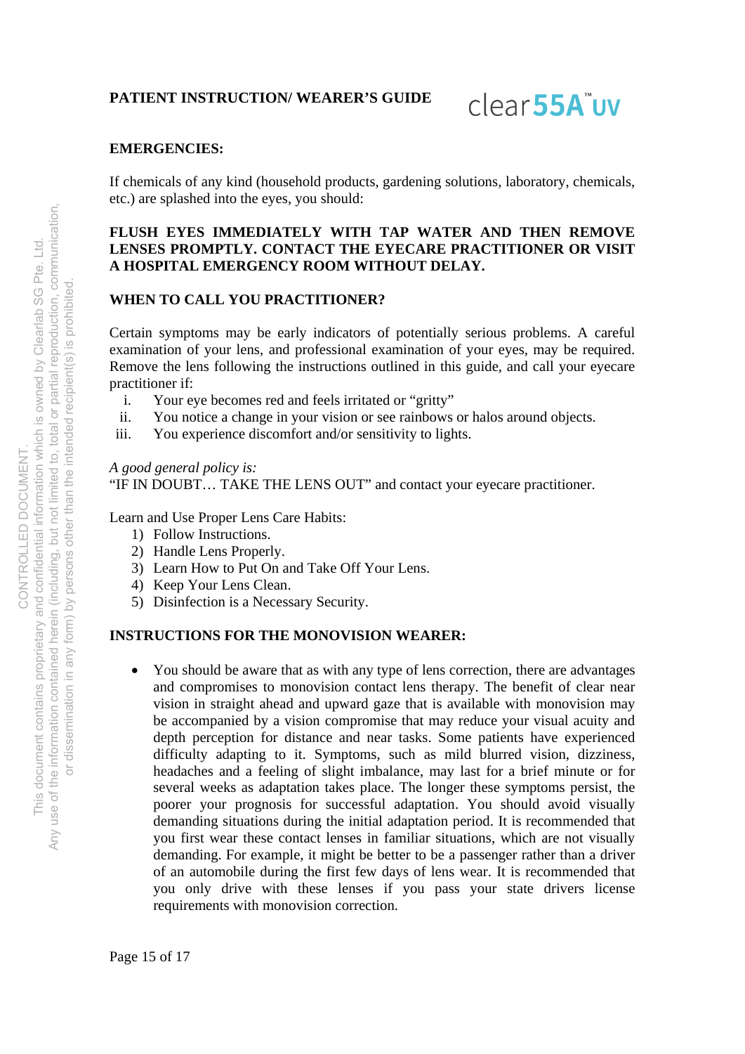**EMERGENCIES:**

If chemicals of any kind (household products, gardening solutions, laboratory, chemicals, etc.) are splashed into the eyes, you should:

**FLUSH EYES IMMEDIATELY WITH TAP WATER AND THEN REMOVE LENSES PROMPTLY. CONTACT THE EYECARE PRACTITIONER OR VISIT A HOSPITAL EMERGENCY ROOM WITHOUT DELAY.**

**WHEN TO CALL YOU PRACTITIONER?**

Certain symptoms may be early indicators of potentially serious problems. A careful examination of your lens, and professional examination of your eyes, may be required. Remove the lens following the instructions outlined in this guide, and call your eyecare practitioner if:

i. Your eye becomes red and feels irritated or "gritty"
ii. You notice a change in your vision or see rainbows or halos around objects.
iii. You experience discomfort and/or sensitivity to lights.

*A good general policy is:*
"IF IN DOUBT… TAKE THE LENS OUT" and contact your eyecare practitioner.

Learn and Use Proper Lens Care Habits:

1) Follow Instructions.
2) Handle Lens Properly.
3) Learn How to Put On and Take Off Your Lens.
4) Keep Your Lens Clean.
5) Disinfection is a Necessary Security.

**INSTRUCTIONS FOR THE MONOVISION WEARER:**

- You should be aware that as with any type of lens correction, there are advantages and compromises to monovision contact lens therapy. The benefit of clear near vision in straight ahead and upward gaze that is available with monovision may be accompanied by a vision compromise that may reduce your visual acuity and depth perception for distance and near tasks. Some patients have experienced difficulty adapting to it. Symptoms, such as mild blurred vision, dizziness, headaches and a feeling of slight imbalance, may last for a brief minute or for several weeks as adaptation takes place. The longer these symptoms persist, the poorer your prognosis for successful adaptation. You should avoid visually demanding situations during the initial adaptation period. It is recommended that you first wear these contact lenses in familiar situations, which are not visually demanding. For example, it might be better to be a passenger rather than a driver of an automobile during the first few days of lens wear. It is recommended that you only drive with these lenses if you pass your state drivers license requirements with monovision correction.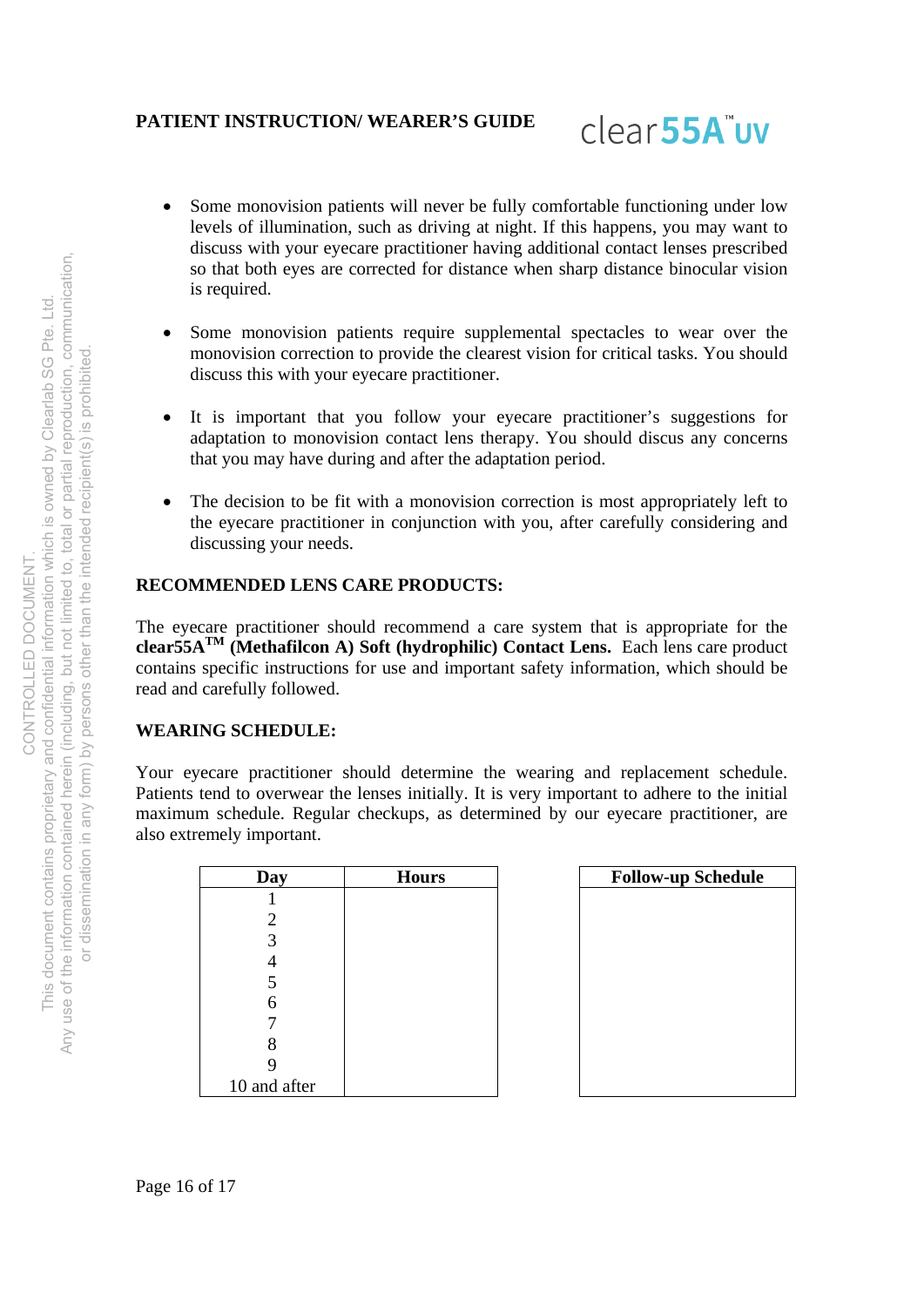- Some monovision patients will never be fully comfortable functioning under low levels of illumination, such as driving at night. If this happens, you may want to discuss with your eyecare practitioner having additional contact lenses prescribed so that both eyes are corrected for distance when sharp distance binocular vision is required.

- Some monovision patients require supplemental spectacles to wear over the monovision correction to provide the clearest vision for critical tasks. You should discuss this with your eyecare practitioner.

- It is important that you follow your eyecare practitioner's suggestions for adaptation to monovision contact lens therapy. You should discus any concerns that you may have during and after the adaptation period.

- The decision to be fit with a monovision correction is most appropriately left to the eyecare practitioner in conjunction with you, after carefully considering and discussing your needs.

**RECOMMENDED LENS CARE PRODUCTS:**

The eyecare practitioner should recommend a care system that is appropriate for the **clear55A™ (Methafilcon A) Soft (hydrophilic) Contact Lens.** Each lens care product contains specific instructions for use and important safety information, which should be read and carefully followed.

**WEARING SCHEDULE:**

Your eyecare practitioner should determine the wearing and replacement schedule. Patients tend to overwear the lenses initially. It is very important to adhere to the initial maximum schedule. Regular checkups, as determined by our eyecare practitioner, are also extremely important.

| Day | Hours |
|---|---|
| 1 | |
| 2 | |
| 3 | |
| 4 | |
| 5 | |
| 6 | |
| 7 | |
| 8 | |
| 9 | |
| 10 and after | |

| Follow-up Schedule |
|---|
| |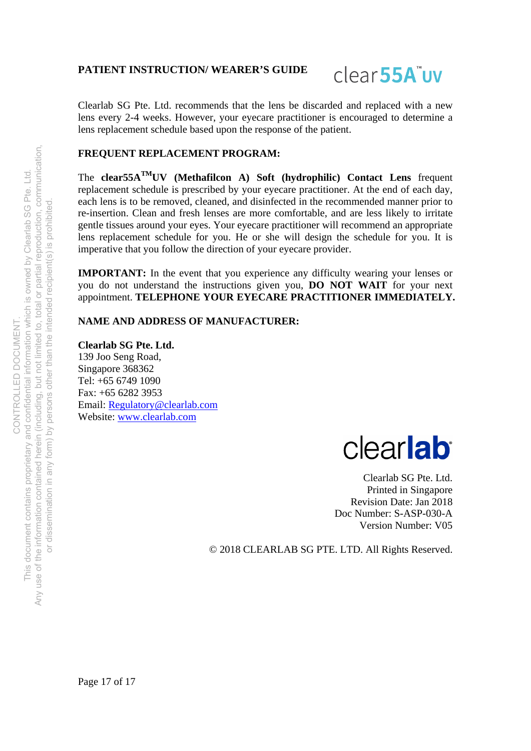**PATIENT INSTRUCTION/ WEARER'S GUIDE**

clear55A™UV

Clearlab SG Pte. Ltd. recommends that the lens be discarded and replaced with a new lens every 2-4 weeks. However, your eyecare practitioner is encouraged to determine a lens replacement schedule based upon the response of the patient.

**FREQUENT REPLACEMENT PROGRAM:**

The **clear55A™UV (Methafilcon A) Soft (hydrophilic) Contact Lens** frequent replacement schedule is prescribed by your eyecare practitioner. At the end of each day, each lens is to be removed, cleaned, and disinfected in the recommended manner prior to re-insertion. Clean and fresh lenses are more comfortable, and are less likely to irritate gentle tissues around your eyes. Your eyecare practitioner will recommend an appropriate lens replacement schedule for you. He or she will design the schedule for you. It is imperative that you follow the direction of your eyecare provider.

**IMPORTANT:** In the event that you experience any difficulty wearing your lenses or you do not understand the instructions given you, **DO NOT WAIT** for your next appointment. **TELEPHONE YOUR EYECARE PRACTITIONER IMMEDIATELY.**

**NAME AND ADDRESS OF MANUFACTURER:**

**Clearlab SG Pte. Ltd.**
139 Joo Seng Road,
Singapore 368362
Tel: +65 6749 1090
Fax: +65 6282 3953
Email: Regulatory@clearlab.com
Website: www.clearlab.com

clearlab

Clearlab SG Pte. Ltd.
Printed in Singapore
Revision Date: Jan 2018
Doc Number: S-ASP-030-A
Version Number: V05

© 2018 CLEARLAB SG PTE. LTD. All Rights Reserved.

CONTROLLED DOCUMENT.
This document contains proprietary and confidential information which is owned by Clearlab SG Pte. Ltd.
Any use of the information contained herein (including, but not limited to, total or partial reproduction, communication, or dissemination in any form) by persons other than the intended recipient(s) is prohibited.